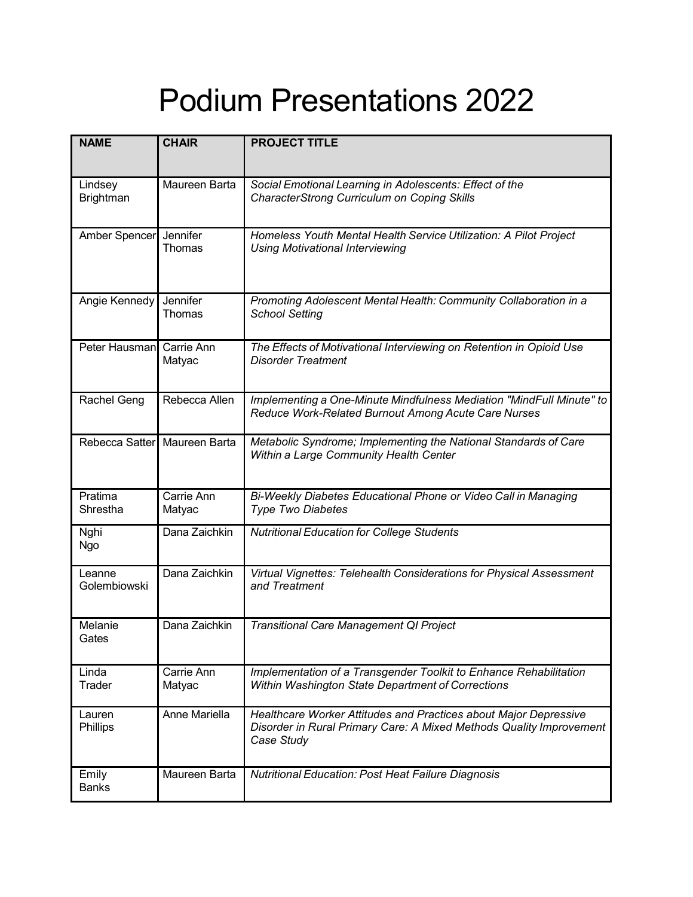# Podium Presentations 2022

| NAME | CHAIR | PROJECT TITLE |
|---|---|---|
| Lindsey Brightman | Maureen Barta | *Social Emotional Learning in Adolescents: Effect of the CharacterStrong Curriculum on Coping Skills* |
| Amber Spencer | Jennifer Thomas | *Homeless Youth Mental Health Service Utilization: A Pilot Project Using Motivational Interviewing* |
| Angie Kennedy | Jennifer Thomas | *Promoting Adolescent Mental Health: Community Collaboration in a School Setting* |
| Peter Hausman | Carrie Ann Matyac | *The Effects of Motivational Interviewing on Retention in Opioid Use Disorder Treatment* |
| Rachel Geng | Rebecca Allen | *Implementing a One-Minute Mindfulness Mediation "MindFull Minute" to Reduce Work-Related Burnout Among Acute Care Nurses* |
| Rebecca Satter | Maureen Barta | *Metabolic Syndrome; Implementing the National Standards of Care Within a Large Community Health Center* |
| Pratima Shrestha | Carrie Ann Matyac | *Bi-Weekly Diabetes Educational Phone or Video Call in Managing Type Two Diabetes* |
| Nghi Ngo | Dana Zaichkin | *Nutritional Education for College Students* |
| Leanne Golembiowski | Dana Zaichkin | *Virtual Vignettes: Telehealth Considerations for Physical Assessment and Treatment* |
| Melanie Gates | Dana Zaichkin | *Transitional Care Management QI Project* |
| Linda Trader | Carrie Ann Matyac | *Implementation of a Transgender Toolkit to Enhance Rehabilitation Within Washington State Department of Corrections* |
| Lauren Phillips | Anne Mariella | *Healthcare Worker Attitudes and Practices about Major Depressive Disorder in Rural Primary Care: A Mixed Methods Quality Improvement Case Study* |
| Emily Banks | Maureen Barta | *Nutritional Education: Post Heat Failure Diagnosis* |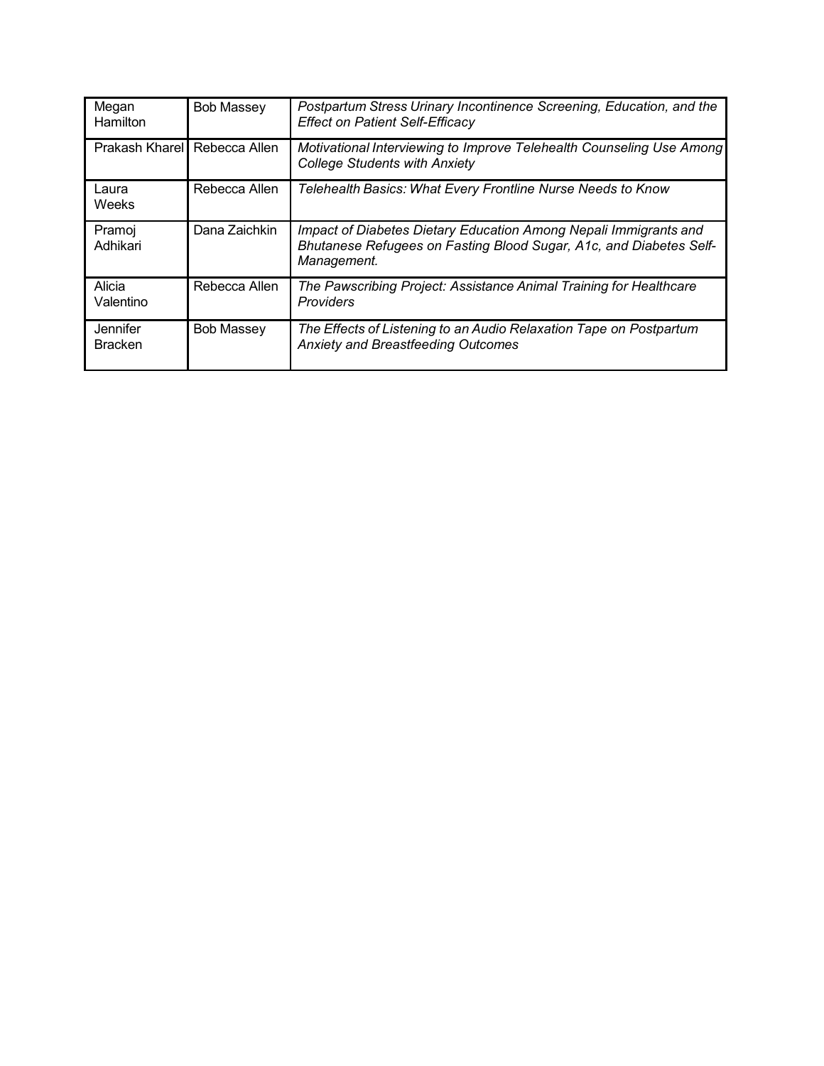| | | |
|---|---|---|
| Megan Hamilton | Bob Massey | *Postpartum Stress Urinary Incontinence Screening, Education, and the Effect on Patient Self-Efficacy* |
| Prakash Kharel | Rebecca Allen | *Motivational Interviewing to Improve Telehealth Counseling Use Among College Students with Anxiety* |
| Laura Weeks | Rebecca Allen | *Telehealth Basics: What Every Frontline Nurse Needs to Know* |
| Pramoj Adhikari | Dana Zaichkin | *Impact of Diabetes Dietary Education Among Nepali Immigrants and Bhutanese Refugees on Fasting Blood Sugar, A1c, and Diabetes Self-Management.* |
| Alicia Valentino | Rebecca Allen | *The Pawscribing Project: Assistance Animal Training for Healthcare Providers* |
| Jennifer Bracken | Bob Massey | *The Effects of Listening to an Audio Relaxation Tape on Postpartum Anxiety and Breastfeeding Outcomes* |